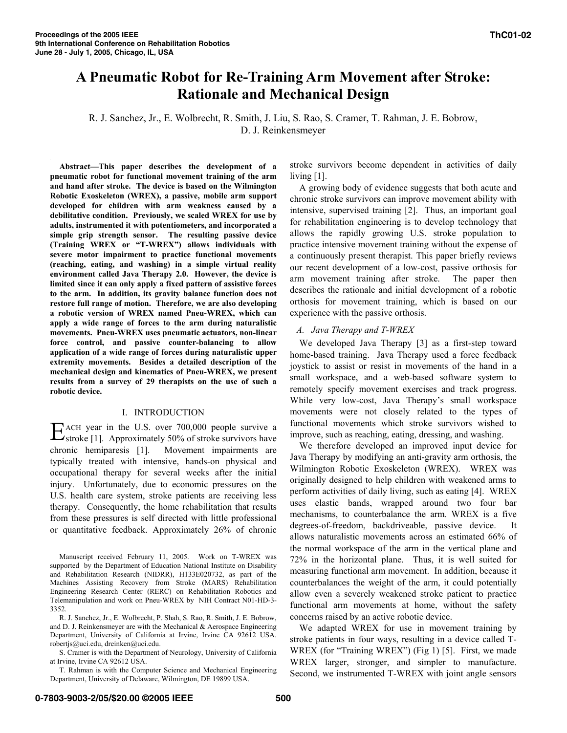# A Pneumatic Robot for Re-Training Arm Movement after Stroke: Rationale and Mechanical Design

R. J. Sanchez, Jr., E. Wolbrecht, R. Smith, J. Liu, S. Rao, S. Cramer, T. Rahman, J. E. Bobrow, D. J. Reinkensmeyer

***Abstract*—This paper describes the development of a pneumatic robot for functional movement training of the arm and hand after stroke. The device is based on the Wilmington Robotic Exoskeleton (WREX), a passive, mobile arm support developed for children with arm weakness caused by a debilitative condition. Previously, we scaled WREX for use by adults, instrumented it with potentiometers, and incorporated a simple grip strength sensor. The resulting passive device (Training WREX or "T-WREX") allows individuals with severe motor impairment to practice functional movements (reaching, eating, and washing) in a simple virtual reality environment called Java Therapy 2.0. However, the device is limited since it can only apply a fixed pattern of assistive forces to the arm. In addition, its gravity balance function does not restore full range of motion. Therefore, we are also developing a robotic version of WREX named Pneu-WREX, which can apply a wide range of forces to the arm during naturalistic movements. Pneu-WREX uses pneumatic actuators, non-linear force control, and passive counter-balancing to allow application of a wide range of forces during naturalistic upper extremity movements. Besides a detailed description of the mechanical design and kinematics of Pneu-WREX, we present results from a survey of 29 therapists on the use of such a robotic device.**

## I. INTRODUCTION

Each year in the U.S. over 700,000 people survive a stroke [1]. Approximately 50% of stroke survivors have chronic hemiparesis [1]. Movement impairments are typically treated with intensive, hands-on physical and occupational therapy for several weeks after the initial injury. Unfortunately, due to economic pressures on the U.S. health care system, stroke patients are receiving less therapy. Consequently, the home rehabilitation that results from these pressures is self directed with little professional or quantitative feedback. Approximately 26% of chronic stroke survivors become dependent in activities of daily living [1].

A growing body of evidence suggests that both acute and chronic stroke survivors can improve movement ability with intensive, supervised training [2]. Thus, an important goal for rehabilitation engineering is to develop technology that allows the rapidly growing U.S. stroke population to practice intensive movement training without the expense of a continuously present therapist. This paper briefly reviews our recent development of a low-cost, passive orthosis for arm movement training after stroke. The paper then describes the rationale and initial development of a robotic orthosis for movement training, which is based on our experience with the passive orthosis.

### *A. Java Therapy and T-WREX*

We developed Java Therapy [3] as a first-step toward home-based training. Java Therapy used a force feedback joystick to assist or resist in movements of the hand in a small workspace, and a web-based software system to remotely specify movement exercises and track progress. While very low-cost, Java Therapy's small workspace movements were not closely related to the types of functional movements which stroke survivors wished to improve, such as reaching, eating, dressing, and washing.

We therefore developed an improved input device for Java Therapy by modifying an anti-gravity arm orthosis, the Wilmington Robotic Exoskeleton (WREX). WREX was originally designed to help children with weakened arms to perform activities of daily living, such as eating [4]. WREX uses elastic bands, wrapped around two four bar mechanisms, to counterbalance the arm. WREX is a five degrees-of-freedom, backdriveable, passive device. It allows naturalistic movements across an estimated 66% of the normal workspace of the arm in the vertical plane and 72% in the horizontal plane. Thus, it is well suited for measuring functional arm movement. In addition, because it counterbalances the weight of the arm, it could potentially allow even a severely weakened stroke patient to practice functional arm movements at home, without the safety concerns raised by an active robotic device.

We adapted WREX for use in movement training by stroke patients in four ways, resulting in a device called T-WREX (for "Training WREX") (Fig 1) [5]. First, we made WREX larger, stronger, and simpler to manufacture. Second, we instrumented T-WREX with joint angle sensors

Manuscript received February 11, 2005. Work on T-WREX was supported by the Department of Education National Institute on Disability and Rehabilitation Research (NIDRR), H133E020732, as part of the Machines Assisting Recovery from Stroke (MARS) Rehabilitation Engineering Research Center (RERC) on Rehabilitation Robotics and Telemanipulation and work on Pneu-WREX by NIH Contract N01-HD-3-3352.

R. J. Sanchez, Jr., E. Wolbrecht, P. Shah, S. Rao, R. Smith, J. E. Bobrow, and D. J. Reinkensmeyer are with the Mechanical & Aerospace Engineering Department, University of California at Irvine, Irvine CA 92612 USA. robertjs@uci.edu, dreinken@uci.edu.

S. Cramer is with the Department of Neurology, University of California at Irvine, Irvine CA 92612 USA.

T. Rahman is with the Computer Science and Mechanical Engineering Department, University of Delaware, Wilmington, DE 19899 USA.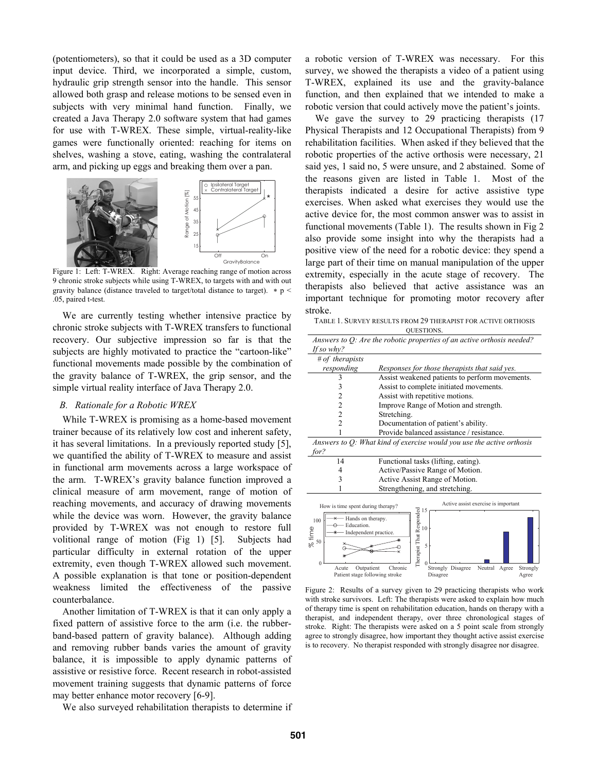(potentiometers), so that it could be used as a 3D computer input device. Third, we incorporated a simple, custom, hydraulic grip strength sensor into the handle. This sensor allowed both grasp and release motions to be sensed even in subjects with very minimal hand function. Finally, we created a Java Therapy 2.0 software system that had games for use with T-WREX. These simple, virtual-reality-like games were functionally oriented: reaching for items on shelves, washing a stove, eating, washing the contralateral arm, and picking up eggs and breaking them over a pan.

Figure 1: Left: T-WREX. Right: Average reaching range of motion across 9 chronic stroke subjects while using T-WREX, to targets with and with out gravity balance (distance traveled to target/total distance to target). * $p < .05$, paired t-test.

We are currently testing whether intensive practice by chronic stroke subjects with T-WREX transfers to functional recovery. Our subjective impression so far is that the subjects are highly motivated to practice the "cartoon-like" functional movements made possible by the combination of the gravity balance of T-WREX, the grip sensor, and the simple virtual reality interface of Java Therapy 2.0.

### B. Rationale for a Robotic WREX

While T-WREX is promising as a home-based movement trainer because of its relatively low cost and inherent safety, it has several limitations. In a previously reported study [5], we quantified the ability of T-WREX to measure and assist in functional arm movements across a large workspace of the arm. T-WREX's gravity balance function improved a clinical measure of arm movement, range of motion of reaching movements, and accuracy of drawing movements while the device was worn. However, the gravity balance provided by T-WREX was not enough to restore full volitional range of motion (Fig 1) [5]. Subjects had particular difficulty in external rotation of the upper extremity, even though T-WREX allowed such movement. A possible explanation is that tone or position-dependent weakness limited the effectiveness of the passive counterbalance.

Another limitation of T-WREX is that it can only apply a fixed pattern of assistive force to the arm (i.e. the rubber-band-based pattern of gravity balance). Although adding and removing rubber bands varies the amount of gravity balance, it is impossible to apply dynamic patterns of assistive or resistive force. Recent research in robot-assisted movement training suggests that dynamic patterns of force may better enhance motor recovery [6-9].

We also surveyed rehabilitation therapists to determine if a robotic version of T-WREX was necessary. For this survey, we showed the therapists a video of a patient using T-WREX, explained its use and the gravity-balance function, and then explained that we intended to make a robotic version that could actively move the patient's joints.

We gave the survey to 29 practicing therapists (17 Physical Therapists and 12 Occupational Therapists) from 9 rehabilitation facilities. When asked if they believed that the robotic properties of the active orthosis were necessary, 21 said yes, 1 said no, 5 were unsure, and 2 abstained. Some of the reasons given are listed in Table 1. Most of the therapists indicated a desire for active assistive type exercises. When asked what exercises they would use the active device for, the most common answer was to assist in functional movements (Table 1). The results shown in Fig 2 also provide some insight into why the therapists had a positive view of the need for a robotic device: they spend a large part of their time on manual manipulation of the upper extremity, especially in the acute stage of recovery. The therapists also believed that active assistance was an important technique for promoting motor recovery after stroke.

TABLE 1. SURVEY RESULTS FROM 29 THERAPIST FOR ACTIVE ORTHOSIS QUESTIONS.

| *Answers to Q: Are the robotic properties of an active orthosis needed? If so why?* | |
|---|---|
| *# of therapists responding* | *Responses for those therapists that said yes.* |
| 3 | Assist weakened patients to perform movements. |
| 3 | Assist to complete initiated movements. |
| 2 | Assist with repetitive motions. |
| 2 | Improve Range of Motion and strength. |
| 2 | Stretching. |
| 2 | Documentation of patient's ability. |
| 1 | Provide balanced assistance / resistance. |
| *Answers to Q: What kind of exercise would you use the active orthosis for?* | |
| 14 | Functional tasks (lifting, eating). |
| 4 | Active/Passive Range of Motion. |
| 3 | Active Assist Range of Motion. |
| 1 | Strengthening, and stretching. |

Figure 2: Results of a survey given to 29 practicing therapists who work with stroke survivors. Left: The therapists were asked to explain how much of therapy time is spent on rehabilitation education, hands on therapy with a therapist, and independent therapy, over three chronological stages of stroke. Right: The therapists were asked on a 5 point scale from strongly agree to strongly disagree, how important they thought active assist exercise is to recovery. No therapist responded with strongly disagree nor disagree.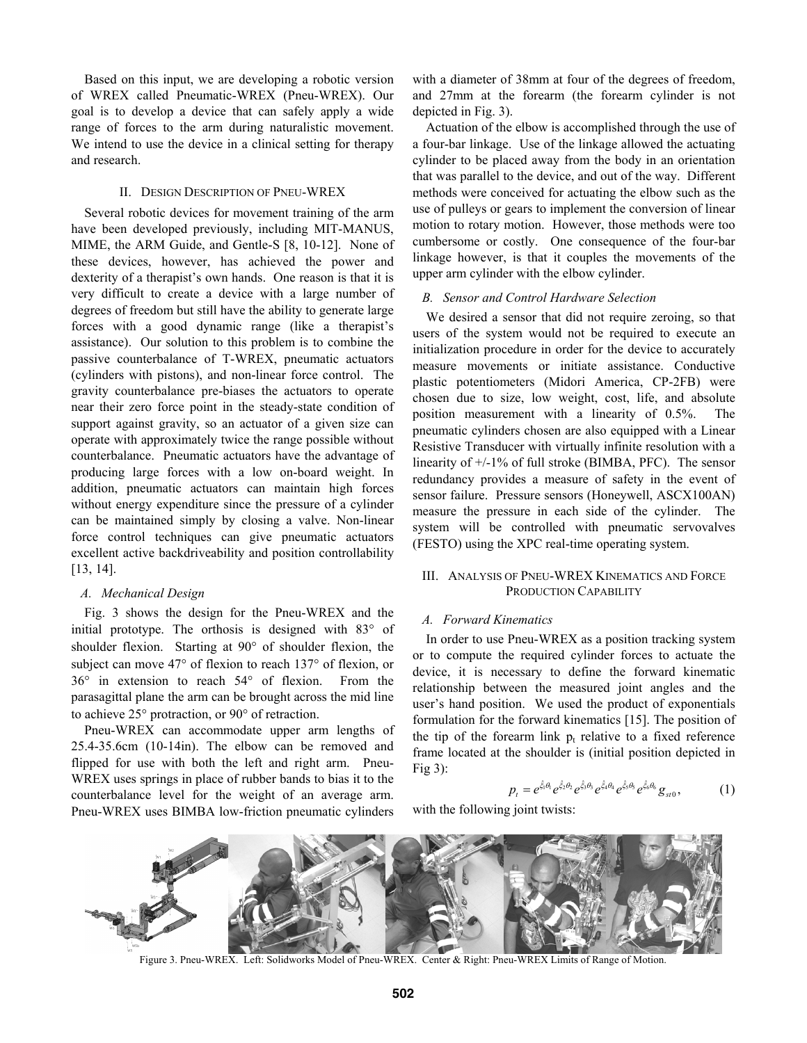Based on this input, we are developing a robotic version of WREX called Pneumatic-WREX (Pneu-WREX). Our goal is to develop a device that can safely apply a wide range of forces to the arm during naturalistic movement. We intend to use the device in a clinical setting for therapy and research.

## II. Design Description of Pneu-WREX

Several robotic devices for movement training of the arm have been developed previously, including MIT-MANUS, MIME, the ARM Guide, and Gentle-S [8, 10-12]. None of these devices, however, has achieved the power and dexterity of a therapist's own hands. One reason is that it is very difficult to create a device with a large number of degrees of freedom but still have the ability to generate large forces with a good dynamic range (like a therapist's assistance). Our solution to this problem is to combine the passive counterbalance of T-WREX, pneumatic actuators (cylinders with pistons), and non-linear force control. The gravity counterbalance pre-biases the actuators to operate near their zero force point in the steady-state condition of support against gravity, so an actuator of a given size can operate with approximately twice the range possible without counterbalance. Pneumatic actuators have the advantage of producing large forces with a low on-board weight. In addition, pneumatic actuators can maintain high forces without energy expenditure since the pressure of a cylinder can be maintained simply by closing a valve. Non-linear force control techniques can give pneumatic actuators excellent active backdriveability and position controllability [13, 14].

### A. Mechanical Design

Fig. 3 shows the design for the Pneu-WREX and the initial prototype. The orthosis is designed with 83° of shoulder flexion. Starting at 90° of shoulder flexion, the subject can move 47° of flexion to reach 137° of flexion, or 36° in extension to reach 54° of flexion. From the parasagittal plane the arm can be brought across the mid line to achieve 25° protraction, or 90° of retraction.

Pneu-WREX can accommodate upper arm lengths of 25.4-35.6cm (10-14in). The elbow can be removed and flipped for use with both the left and right arm. Pneu-WREX uses springs in place of rubber bands to bias it to the counterbalance level for the weight of an average arm. Pneu-WREX uses BIMBA low-friction pneumatic cylinders with a diameter of 38mm at four of the degrees of freedom, and 27mm at the forearm (the forearm cylinder is not depicted in Fig. 3).

Actuation of the elbow is accomplished through the use of a four-bar linkage. Use of the linkage allowed the actuating cylinder to be placed away from the body in an orientation that was parallel to the device, and out of the way. Different methods were conceived for actuating the elbow such as the use of pulleys or gears to implement the conversion of linear motion to rotary motion. However, those methods were too cumbersome or costly. One consequence of the four-bar linkage however, is that it couples the movements of the upper arm cylinder with the elbow cylinder.

### B. Sensor and Control Hardware Selection

We desired a sensor that did not require zeroing, so that users of the system would not be required to execute an initialization procedure in order for the device to accurately measure movements or initiate assistance. Conductive plastic potentiometers (Midori America, CP-2FB) were chosen due to size, low weight, cost, life, and absolute position measurement with a linearity of 0.5%. The pneumatic cylinders chosen are also equipped with a Linear Resistive Transducer with virtually infinite resolution with a linearity of +/-1% of full stroke (BIMBA, PFC). The sensor redundancy provides a measure of safety in the event of sensor failure. Pressure sensors (Honeywell, ASCX100AN) measure the pressure in each side of the cylinder. The system will be controlled with pneumatic servovalves (FESTO) using the XPC real-time operating system.

## III. Analysis of Pneu-WREX Kinematics and Force Production Capability

### A. Forward Kinematics

In order to use Pneu-WREX as a position tracking system or to compute the required cylinder forces to actuate the device, it is necessary to define the forward kinematic relationship between the measured joint angles and the user's hand position. We used the product of exponentials formulation for the forward kinematics [15]. The position of the tip of the forearm link $p_t$ relative to a fixed reference frame located at the shoulder is (initial position depicted in Fig 3):

$$p_t = e^{\hat{\xi}_1\theta_1} e^{\hat{\xi}_2\theta_2} e^{\hat{\xi}_3\theta_3} e^{\hat{\xi}_4\theta_4} e^{\hat{\xi}_5\theta_5} e^{\hat{\xi}_6\theta_6} g_{st0}, \quad (1)$$

with the following joint twists:

Figure 3. Pneu-WREX. Left: Solidworks Model of Pneu-WREX. Center & Right: Pneu-WREX Limits of Range of Motion.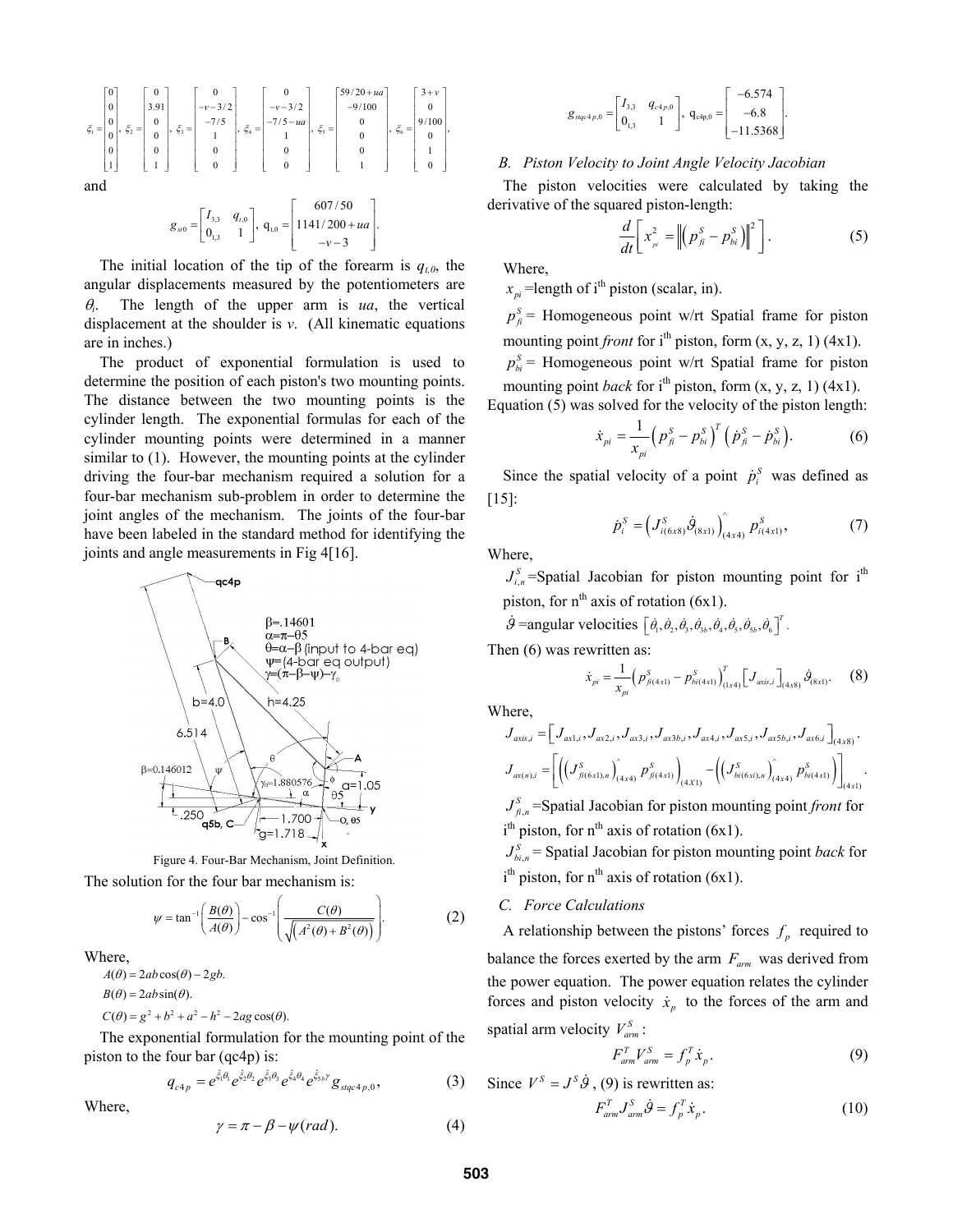$$\xi_1 = \begin{bmatrix} 0 \\ 0 \\ 0 \\ 0 \\ 0 \\ 1 \end{bmatrix}, \xi_2 = \begin{bmatrix} 0 \\ 3.91 \\ 0 \\ 0 \\ 0 \\ 1 \end{bmatrix}, \xi_3 = \begin{bmatrix} 0 \\ -v-3/2 \\ -7/5 \\ 1 \\ 0 \\ 0 \end{bmatrix}, \xi_4 = \begin{bmatrix} 0 \\ -v-3/2 \\ -7/5-ua \\ 1 \\ 0 \\ 0 \end{bmatrix}, \xi_5 = \begin{bmatrix} 59/20+ua \\ -9/100 \\ 0 \\ 0 \\ 0 \\ 1 \end{bmatrix}, \xi_6 = \begin{bmatrix} 3+v \\ 0 \\ 9/100 \\ 0 \\ 1 \\ 0 \end{bmatrix},$$

and

$$g_{st0} = \begin{bmatrix} I_{3,3} & q_{t,0} \\ 0_{1,3} & 1 \end{bmatrix}, \; q_{t,0} = \begin{bmatrix} 607/50 \\ 1141/200+ua \\ -v-3 \end{bmatrix}.$$

The initial location of the tip of the forearm is $q_{t,0}$, the angular displacements measured by the potentiometers are $\theta_i$. The length of the upper arm is $ua$, the vertical displacement at the shoulder is $v$. (All kinematic equations are in inches.)

The product of exponential formulation is used to determine the position of each piston's two mounting points. The distance between the two mounting points is the cylinder length. The exponential formulas for each of the cylinder mounting points were determined in a manner similar to (1). However, the mounting points at the cylinder driving the four-bar mechanism required a solution for a four-bar mechanism sub-problem in order to determine the joint angles of the mechanism. The joints of the four-bar have been labeled in the standard method for identifying the joints and angle measurements in Fig 4[16].

Figure 4. Four-Bar Mechanism, Joint Definition.

The solution for the four bar mechanism is:

$$\psi = \tan^{-1}\left(\frac{B(\theta)}{A(\theta)}\right) - \cos^{-1}\left(\frac{C(\theta)}{\sqrt{\left(A^2(\theta)+B^2(\theta)\right)}}\right). \tag{2}$$

Where,

$A(\theta) = 2ab\cos(\theta) - 2gb.$

$B(\theta) = 2ab\sin(\theta).$

$C(\theta) = g^2 + b^2 + a^2 - h^2 - 2ag\cos(\theta).$

The exponential formulation for the mounting point of the piston to the four bar (qc4p) is:

$$q_{c4p} = e^{\hat{\xi}_1\theta_1} e^{\hat{\xi}_2\theta_2} e^{\hat{\xi}_3\theta_3} e^{\hat{\xi}_4\theta_4} e^{\hat{\xi}_{5b}\gamma} g_{stqc4p,0}, \tag{3}$$

Where,

$$\gamma = \pi - \beta - \psi(rad). \tag{4}$$

$$g_{stqc4p,0} = \begin{bmatrix} I_{3,3} & q_{c4p,0} \\ 0_{1,3} & 1 \end{bmatrix}, \; q_{c4p,0} = \begin{bmatrix} -6.574 \\ -6.8 \\ -11.5368 \end{bmatrix}.$$

### B. Piston Velocity to Joint Angle Velocity Jacobian

The piston velocities were calculated by taking the derivative of the squared piston-length:

$$\frac{d}{dt}\left[x_{pi}^2 = \left\|\left(p_{fi}^S - p_{bi}^S\right)\right\|^2\right]. \tag{5}$$

Where,

$x_{pi}$ =length of i[th] piston (scalar, in).

$p_{fi}^S$ = Homogeneous point w/rt Spatial frame for piston mounting point *front* for i[th] piston, form (x, y, z, 1) (4x1).

$p_{bi}^S$ = Homogeneous point w/rt Spatial frame for piston mounting point *back* for i[th] piston, form (x, y, z, 1) (4x1).

Equation (5) was solved for the velocity of the piston length:

$$\dot{x}_{pi} = \frac{1}{x_{pi}}\left(p_{fi}^S - p_{bi}^S\right)^T\left(\dot{p}_{fi}^S - \dot{p}_{bi}^S\right). \tag{6}$$

Since the spatial velocity of a point $\dot{p}_i^S$ was defined as [15]:

$$\dot{p}_i^S = \left(J_{i(6x8)}^S \dot{\vartheta}_{(8x1)}\right)^{\wedge}_{(4x4)} p_{i(4x1)}^S, \tag{7}$$

Where,

$J_{i,n}^S$ =Spatial Jacobian for piston mounting point for i[th] piston, for n[th] axis of rotation (6x1).

$\dot{\vartheta}$ =angular velocities $\left[\dot{\theta}_1, \dot{\theta}_2, \dot{\theta}_{3b}, \dot{\theta}_3, \dot{\theta}_4, \dot{\theta}_5, \dot{\theta}_{5b}, \dot{\theta}_6\right]^T$.

Then (6) was rewritten as:

$$\dot{x}_{pi} = \frac{1}{x_{pi}}\left(p_{fi(4x1)}^S - p_{bi(4x1)}^S\right)^T_{(1x4)}\left[J_{axis,i}\right]_{(4x8)}\dot{\vartheta}_{(8x1)}. \tag{8}$$

Where,

$$J_{axis,i} = \left[J_{ax1,i}, J_{ax2,i}, J_{ax3,i}, J_{ax3b,i}, J_{ax4,i}, J_{ax5,i}, J_{ax5b,i}, J_{ax6,i}\right]_{(4x8)}.$$

$$J_{ax(n),i} = \left[\left(\left(J_{fi(6x1),n}^S\right)^{\wedge}_{(4x4)} p_{fi(4x1)}^S\right)_{(4X1)} - \left(\left(J_{bi(6x1),n}^S\right)^{\wedge}_{(4x4)} p_{bi(4x1)}^S\right)\right]_{(4x1)}.$$

$J_{fi,n}^S$ =Spatial Jacobian for piston mounting point *front* for i[th] piston, for n[th] axis of rotation (6x1).

$J_{bi,n}^S$ = Spatial Jacobian for piston mounting point *back* for i[th] piston, for n[th] axis of rotation (6x1).

### C. Force Calculations

A relationship between the pistons' forces $f_p$ required to balance the forces exerted by the arm $F_{arm}$ was derived from the power equation. The power equation relates the cylinder forces and piston velocity $\dot{x}_p$ to the forces of the arm and spatial arm velocity $V_{arm}^S$:

$$F_{arm}^T V_{arm}^S = f_p^T \dot{x}_p. \tag{9}$$

Since $V^S = J^S\dot{\vartheta}$, (9) is rewritten as:

$$F_{arm}^T J_{arm}^S \dot{\vartheta} = f_p^T \dot{x}_p. \tag{10}$$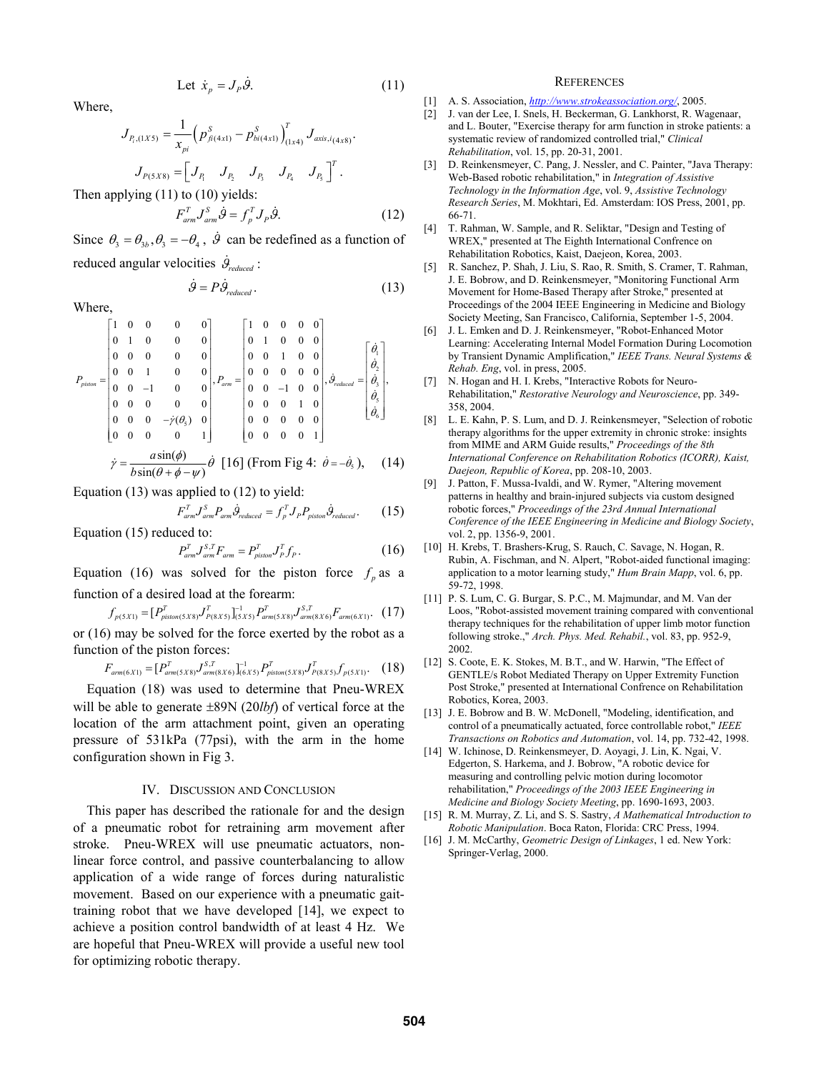$$\text{Let } \dot{x}_p = J_P \dot{\vartheta}. \tag{11}$$

Where,

$$J_{P_i(1X5)} = \frac{1}{x_{pi}} \left( p^S_{fi(4x1)} - p^S_{bi(4x1)} \right)^T_{(1x4)} J_{axis,i(4x8)}.$$

$$J_{P(5X8)} = \begin{bmatrix} J_{P_1} & J_{P_2} & J_{P_3} & J_{P_4} & J_{P_5} \end{bmatrix}^T.$$

Then applying (11) to (10) yields:

$$F^T_{arm} J^S_{arm} \dot{\vartheta} = f^T_p J_P \dot{\vartheta}. \tag{12}$$

Since $\theta_3 = \theta_{3b}, \theta_3 = -\theta_4$ , $\dot{\vartheta}$ can be redefined as a function of reduced angular velocities $\dot{\vartheta}_{reduced}$ :

$$\dot{\vartheta} = P \dot{\vartheta}_{reduced}. \tag{13}$$

Where,

$$P_{piston} = \begin{bmatrix} 1 & 0 & 0 & 0 & 0 \\ 0 & 1 & 0 & 0 & 0 \\ 0 & 0 & 0 & 0 & 0 \\ 0 & 0 & 1 & 0 & 0 \\ 0 & 0 & -1 & 0 & 0 \\ 0 & 0 & 0 & 0 & 0 \\ 0 & 0 & 0 & -\dot{\gamma}(\theta_5) & 0 \\ 0 & 0 & 0 & 0 & 1 \end{bmatrix}, P_{arm} = \begin{bmatrix} 1 & 0 & 0 & 0 & 0 \\ 0 & 1 & 0 & 0 & 0 \\ 0 & 0 & 1 & 0 & 0 \\ 0 & 0 & 0 & 0 & 0 \\ 0 & 0 & -1 & 0 & 0 \\ 0 & 0 & 0 & 1 & 0 \\ 0 & 0 & 0 & 0 & 0 \\ 0 & 0 & 0 & 0 & 1 \end{bmatrix}, \dot{\vartheta}_{reduced} = \begin{bmatrix} \dot{\theta}_1 \\ \dot{\theta}_2 \\ \dot{\theta}_3 \\ \dot{\theta}_5 \\ \dot{\theta}_6 \end{bmatrix},$$

$$\dot{\gamma} = \frac{a \sin(\phi)}{b \sin(\theta + \phi - \psi)} \dot{\theta} \text{ [16] (From Fig 4: } \dot{\theta} = -\dot{\theta}_5\text{)}, \tag{14}$$

Equation (13) was applied to (12) to yield:

$$F^T_{arm} J^S_{arm} P_{arm} \dot{\vartheta}_{reduced} = f^T_p J_P P_{piston} \dot{\vartheta}_{reduced}. \tag{15}$$

Equation (15) reduced to:

$$P^T_{arm} J^{S,T}_{arm} F_{arm} = P^T_{piston} J^T_P f_P. \tag{16}$$

Equation (16) was solved for the piston force $f_p$ as a function of a desired load at the forearm:

$$f_{p(5X1)} = [P^T_{piston(5X8)} J^T_{P(8X5)}]^{-1}_{(5X5)} P^T_{arm(5X8)} J^{S,T}_{arm(8X6)} F_{arm(6X1)}. \tag{17}$$

or (16) may be solved for the force exerted by the robot as a function of the piston forces:

$$F_{arm(6X1)} = [P^T_{arm(5X8)} J^{S,T}_{arm(8X6)}]^{-1}_{(6X5)} P^T_{piston(5X8)} J^T_{P(8X5)} f_{p(5X1)}. \tag{18}$$

Equation (18) was used to determine that Pneu-WREX will be able to generate ±89N (20*lbf*) of vertical force at the location of the arm attachment point, given an operating pressure of 531kPa (77psi), with the arm in the home configuration shown in Fig 3.

## IV. Discussion and Conclusion

This paper has described the rationale for and the design of a pneumatic robot for retraining arm movement after stroke. Pneu-WREX will use pneumatic actuators, non-linear force control, and passive counterbalancing to allow application of a wide range of forces during naturalistic movement. Based on our experience with a pneumatic gait-training robot that we have developed [14], we expect to achieve a position control bandwidth of at least 4 Hz. We are hopeful that Pneu-WREX will provide a useful new tool for optimizing robotic therapy.

## References

[1] A. S. Association, http://www.strokeassociation.org/, 2005.

[2] J. van der Lee, I. Snels, H. Beckerman, G. Lankhorst, R. Wagenaar, and L. Bouter, "Exercise therapy for arm function in stroke patients: a systematic review of randomized controlled trial," *Clinical Rehabilitation*, vol. 15, pp. 20-31, 2001.

[3] D. Reinkensmeyer, C. Pang, J. Nessler, and C. Painter, "Java Therapy: Web-Based robotic rehabilitation," in *Integration of Assistive Technology in the Information Age*, vol. 9, *Assistive Technology Research Series*, M. Mokhtari, Ed. Amsterdam: IOS Press, 2001, pp. 66-71.

[4] T. Rahman, W. Sample, and R. Seliktar, "Design and Testing of WREX," presented at The Eighth International Confrence on Rehabilitation Robotics, Kaist, Daejeon, Korea, 2003.

[5] R. Sanchez, P. Shah, J. Liu, S. Rao, R. Smith, S. Cramer, T. Rahman, J. E. Bobrow, and D. Reinkensmeyer, "Monitoring Functional Arm Movement for Home-Based Therapy after Stroke," presented at Proceedings of the 2004 IEEE Engineering in Medicine and Biology Society Meeting, San Francisco, California, September 1-5, 2004.

[6] J. L. Emken and D. J. Reinkensmeyer, "Robot-Enhanced Motor Learning: Accelerating Internal Model Formation During Locomotion by Transient Dynamic Amplification," *IEEE Trans. Neural Systems & Rehab. Eng*, vol. in press, 2005.

[7] N. Hogan and H. I. Krebs, "Interactive Robots for Neuro-Rehabilitation," *Restorative Neurology and Neuroscience*, pp. 349-358, 2004.

[8] L. E. Kahn, P. S. Lum, and D. J. Reinkensmeyer, "Selection of robotic therapy algorithms for the upper extremity in chronic stroke: insights from MIME and ARM Guide results," *Proceedings of the 8th International Conference on Rehabilitation Robotics (ICORR), Kaist, Daejeon, Republic of Korea*, pp. 208-10, 2003.

[9] J. Patton, F. Mussa-Ivaldi, and W. Rymer, "Altering movement patterns in healthy and brain-injured subjects via custom designed robotic forces," *Proceedings of the 23rd Annual International Conference of the IEEE Engineering in Medicine and Biology Society*, vol. 2, pp. 1356-9, 2001.

[10] H. Krebs, T. Brashers-Krug, S. Rauch, C. Savage, N. Hogan, R. Rubin, A. Fischman, and N. Alpert, "Robot-aided functional imaging: application to a motor learning study," *Hum Brain Mapp*, vol. 6, pp. 59-72, 1998.

[11] P. S. Lum, C. G. Burgar, S. P.C., M. Majmundar, and M. Van der Loos, "Robot-assisted movement training compared with conventional therapy techniques for the rehabilitation of upper limb motor function following stroke.," *Arch. Phys. Med. Rehabil.*, vol. 83, pp. 952-9, 2002.

[12] S. Coote, E. K. Stokes, M. B.T., and W. Harwin, "The Effect of GENTLE/s Robot Mediated Therapy on Upper Extremity Function Post Stroke," presented at International Confrence on Rehabilitation Robotics, Korea, 2003.

[13] J. E. Bobrow and B. W. McDonell, "Modeling, identification, and control of a pneumatically actuated, force controllable robot," *IEEE Transactions on Robotics and Automation*, vol. 14, pp. 732-42, 1998.

[14] W. Ichinose, D. Reinkensmeyer, D. Aoyagi, J. Lin, K. Ngai, V. Edgerton, S. Harkema, and J. Bobrow, "A robotic device for measuring and controlling pelvic motion during locomotor rehabilitation," *Proceedings of the 2003 IEEE Engineering in Medicine and Biology Society Meeting*, pp. 1690-1693, 2003.

[15] R. M. Murray, Z. Li, and S. S. Sastry, *A Mathematical Introduction to Robotic Manipulation*. Boca Raton, Florida: CRC Press, 1994.

[16] J. M. McCarthy, *Geometric Design of Linkages*, 1 ed. New York: Springer-Verlag, 2000.